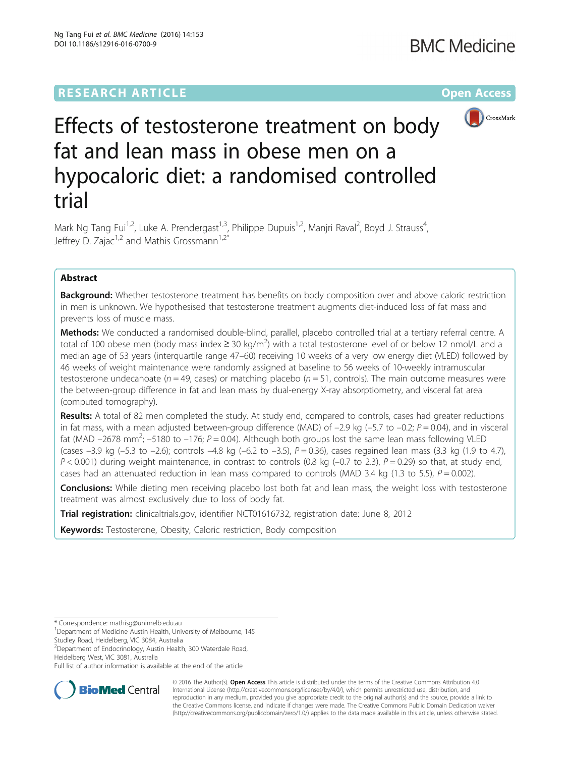RESEARCH ARTICLE

Open Access

# Effects of testosterone treatment on body fat and lean mass in obese men on a hypocaloric diet: a randomised controlled trial

Mark Ng Tang Fui[1,2], Luke A. Prendergast[1,3], Philippe Dupuis[1,2], Manjri Raval[2], Boyd J. Strauss[4], Jeffrey D. Zajac[1,2] and Mathis Grossmann[1,2*]

## Abstract

**Background:** Whether testosterone treatment has benefits on body composition over and above caloric restriction in men is unknown. We hypothesised that testosterone treatment augments diet-induced loss of fat mass and prevents loss of muscle mass.

**Methods:** We conducted a randomised double-blind, parallel, placebo controlled trial at a tertiary referral centre. A total of 100 obese men (body mass index ≥ 30 kg/m$^2$) with a total testosterone level of or below 12 nmol/L and a median age of 53 years (interquartile range 47–60) receiving 10 weeks of a very low energy diet (VLED) followed by 46 weeks of weight maintenance were randomly assigned at baseline to 56 weeks of 10-weekly intramuscular testosterone undecanoate ($n = 49$, cases) or matching placebo ($n = 51$, controls). The main outcome measures were the between-group difference in fat and lean mass by dual-energy X-ray absorptiometry, and visceral fat area (computed tomography).

**Results:** A total of 82 men completed the study. At study end, compared to controls, cases had greater reductions in fat mass, with a mean adjusted between-group difference (MAD) of −2.9 kg (−5.7 to −0.2; $P = 0.04$), and in visceral fat (MAD −2678 mm$^2$; −5180 to −176; $P = 0.04$). Although both groups lost the same lean mass following VLED (cases −3.9 kg (−5.3 to −2.6); controls −4.8 kg (−6.2 to −3.5), $P = 0.36$), cases regained lean mass (3.3 kg (1.9 to 4.7), $P < 0.001$) during weight maintenance, in contrast to controls (0.8 kg (−0.7 to 2.3), $P = 0.29$) so that, at study end, cases had an attenuated reduction in lean mass compared to controls (MAD 3.4 kg (1.3 to 5.5), $P = 0.002$).

**Conclusions:** While dieting men receiving placebo lost both fat and lean mass, the weight loss with testosterone treatment was almost exclusively due to loss of body fat.

**Trial registration:** clinicaltrials.gov, identifier NCT01616732, registration date: June 8, 2012

**Keywords:** Testosterone, Obesity, Caloric restriction, Body composition

---

\* Correspondence: mathisg@unimelb.edu.au

[1]Department of Medicine Austin Health, University of Melbourne, 145 Studley Road, Heidelberg, VIC 3084, Australia

[2]Department of Endocrinology, Austin Health, 300 Waterdale Road, Heidelberg West, VIC 3081, Australia

Full list of author information is available at the end of the article

© 2016 The Author(s). **Open Access** This article is distributed under the terms of the Creative Commons Attribution 4.0 International License (http://creativecommons.org/licenses/by/4.0/), which permits unrestricted use, distribution, and reproduction in any medium, provided you give appropriate credit to the original author(s) and the source, provide a link to the Creative Commons license, and indicate if changes were made. The Creative Commons Public Domain Dedication waiver (http://creativecommons.org/publicdomain/zero/1.0/) applies to the data made available in this article, unless otherwise stated.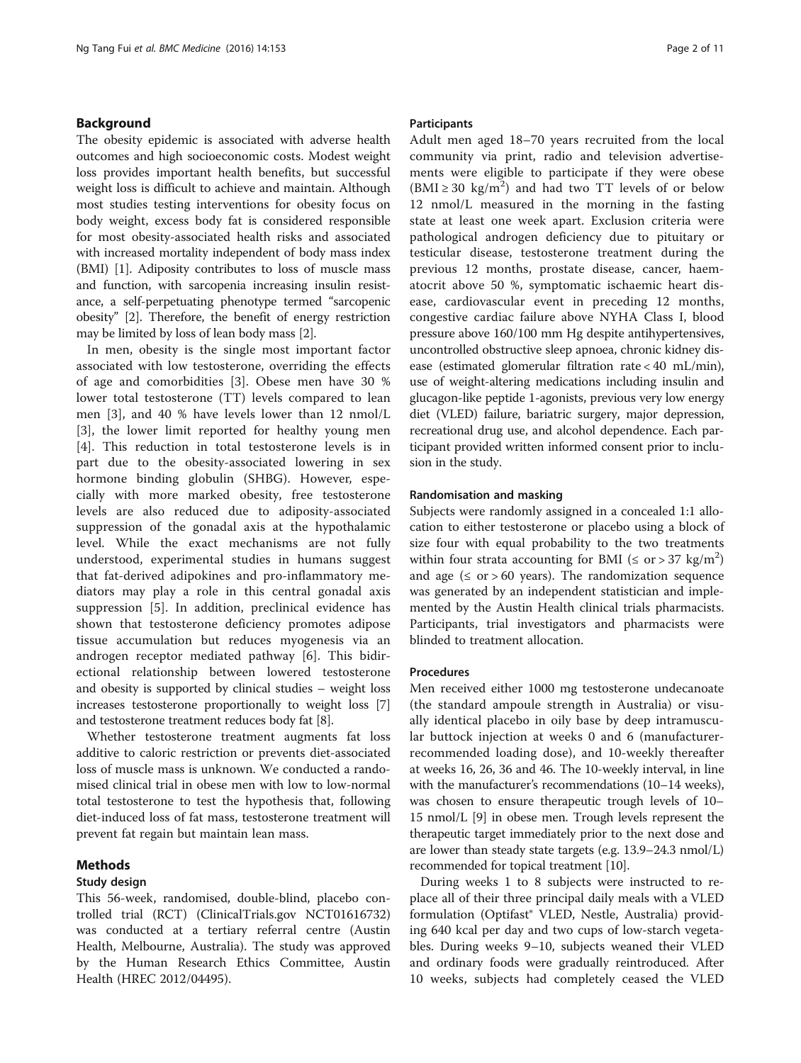## Background

The obesity epidemic is associated with adverse health outcomes and high socioeconomic costs. Modest weight loss provides important health benefits, but successful weight loss is difficult to achieve and maintain. Although most studies testing interventions for obesity focus on body weight, excess body fat is considered responsible for most obesity-associated health risks and associated with increased mortality independent of body mass index (BMI) [1]. Adiposity contributes to loss of muscle mass and function, with sarcopenia increasing insulin resistance, a self-perpetuating phenotype termed "sarcopenic obesity" [2]. Therefore, the benefit of energy restriction may be limited by loss of lean body mass [2].

In men, obesity is the single most important factor associated with low testosterone, overriding the effects of age and comorbidities [3]. Obese men have 30 % lower total testosterone (TT) levels compared to lean men [3], and 40 % have levels lower than 12 nmol/L [3], the lower limit reported for healthy young men [4]. This reduction in total testosterone levels is in part due to the obesity-associated lowering in sex hormone binding globulin (SHBG). However, especially with more marked obesity, free testosterone levels are also reduced due to adiposity-associated suppression of the gonadal axis at the hypothalamic level. While the exact mechanisms are not fully understood, experimental studies in humans suggest that fat-derived adipokines and pro-inflammatory mediators may play a role in this central gonadal axis suppression [5]. In addition, preclinical evidence has shown that testosterone deficiency promotes adipose tissue accumulation but reduces myogenesis via an androgen receptor mediated pathway [6]. This bidirectional relationship between lowered testosterone and obesity is supported by clinical studies – weight loss increases testosterone proportionally to weight loss [7] and testosterone treatment reduces body fat [8].

Whether testosterone treatment augments fat loss additive to caloric restriction or prevents diet-associated loss of muscle mass is unknown. We conducted a randomised clinical trial in obese men with low to low-normal total testosterone to test the hypothesis that, following diet-induced loss of fat mass, testosterone treatment will prevent fat regain but maintain lean mass.

## Methods

### Study design

This 56-week, randomised, double-blind, placebo controlled trial (RCT) (ClinicalTrials.gov NCT01616732) was conducted at a tertiary referral centre (Austin Health, Melbourne, Australia). The study was approved by the Human Research Ethics Committee, Austin Health (HREC 2012/04495).

### Participants

Adult men aged 18–70 years recruited from the local community via print, radio and television advertisements were eligible to participate if they were obese (BMI ≥ 30 kg/m$^2$) and had two TT levels of or below 12 nmol/L measured in the morning in the fasting state at least one week apart. Exclusion criteria were pathological androgen deficiency due to pituitary or testicular disease, testosterone treatment during the previous 12 months, prostate disease, cancer, haematocrit above 50 %, symptomatic ischaemic heart disease, cardiovascular event in preceding 12 months, congestive cardiac failure above NYHA Class I, blood pressure above 160/100 mm Hg despite antihypertensives, uncontrolled obstructive sleep apnoea, chronic kidney disease (estimated glomerular filtration rate < 40 mL/min), use of weight-altering medications including insulin and glucagon-like peptide 1-agonists, previous very low energy diet (VLED) failure, bariatric surgery, major depression, recreational drug use, and alcohol dependence. Each participant provided written informed consent prior to inclusion in the study.

### Randomisation and masking

Subjects were randomly assigned in a concealed 1:1 allocation to either testosterone or placebo using a block of size four with equal probability to the two treatments within four strata accounting for BMI (≤ or > 37 kg/m$^2$) and age (≤ or > 60 years). The randomization sequence was generated by an independent statistician and implemented by the Austin Health clinical trials pharmacists. Participants, trial investigators and pharmacists were blinded to treatment allocation.

### Procedures

Men received either 1000 mg testosterone undecanoate (the standard ampoule strength in Australia) or visually identical placebo in oily base by deep intramuscular buttock injection at weeks 0 and 6 (manufacturer-recommended loading dose), and 10-weekly thereafter at weeks 16, 26, 36 and 46. The 10-weekly interval, in line with the manufacturer's recommendations (10–14 weeks), was chosen to ensure therapeutic trough levels of 10–15 nmol/L [9] in obese men. Trough levels represent the therapeutic target immediately prior to the next dose and are lower than steady state targets (e.g. 13.9–24.3 nmol/L) recommended for topical treatment [10].

During weeks 1 to 8 subjects were instructed to replace all of their three principal daily meals with a VLED formulation (Optifast® VLED, Nestle, Australia) providing 640 kcal per day and two cups of low-starch vegetables. During weeks 9–10, subjects weaned their VLED and ordinary foods were gradually reintroduced. After 10 weeks, subjects had completely ceased the VLED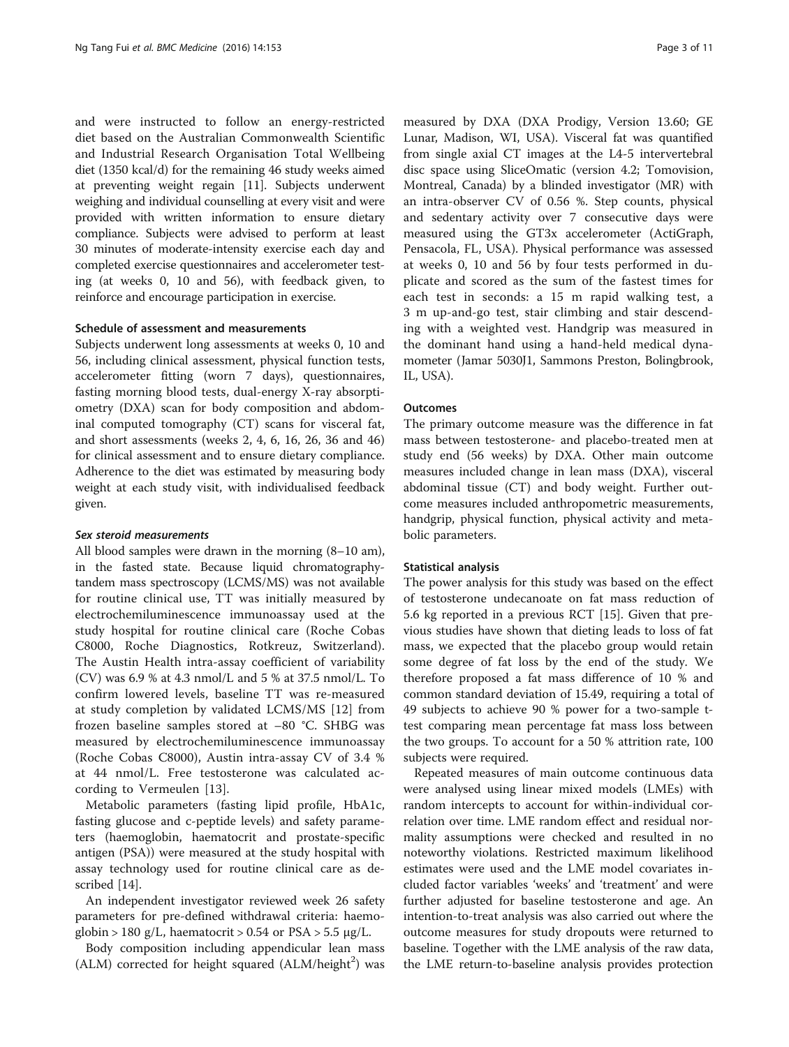and were instructed to follow an energy-restricted diet based on the Australian Commonwealth Scientific and Industrial Research Organisation Total Wellbeing diet (1350 kcal/d) for the remaining 46 study weeks aimed at preventing weight regain [11]. Subjects underwent weighing and individual counselling at every visit and were provided with written information to ensure dietary compliance. Subjects were advised to perform at least 30 minutes of moderate-intensity exercise each day and completed exercise questionnaires and accelerometer testing (at weeks 0, 10 and 56), with feedback given, to reinforce and encourage participation in exercise.

### Schedule of assessment and measurements

Subjects underwent long assessments at weeks 0, 10 and 56, including clinical assessment, physical function tests, accelerometer fitting (worn 7 days), questionnaires, fasting morning blood tests, dual-energy X-ray absorptiometry (DXA) scan for body composition and abdominal computed tomography (CT) scans for visceral fat, and short assessments (weeks 2, 4, 6, 16, 26, 36 and 46) for clinical assessment and to ensure dietary compliance. Adherence to the diet was estimated by measuring body weight at each study visit, with individualised feedback given.

#### *Sex steroid measurements*

All blood samples were drawn in the morning (8–10 am), in the fasted state. Because liquid chromatography-tandem mass spectroscopy (LCMS/MS) was not available for routine clinical use, TT was initially measured by electrochemiluminescence immunoassay used at the study hospital for routine clinical care (Roche Cobas C8000, Roche Diagnostics, Rotkreuz, Switzerland). The Austin Health intra-assay coefficient of variability (CV) was 6.9 % at 4.3 nmol/L and 5 % at 37.5 nmol/L. To confirm lowered levels, baseline TT was re-measured at study completion by validated LCMS/MS [12] from frozen baseline samples stored at –80 °C. SHBG was measured by electrochemiluminescence immunoassay (Roche Cobas C8000), Austin intra-assay CV of 3.4 % at 44 nmol/L. Free testosterone was calculated according to Vermeulen [13].

Metabolic parameters (fasting lipid profile, HbA1c, fasting glucose and c-peptide levels) and safety parameters (haemoglobin, haematocrit and prostate-specific antigen (PSA)) were measured at the study hospital with assay technology used for routine clinical care as described [14].

An independent investigator reviewed week 26 safety parameters for pre-defined withdrawal criteria: haemoglobin > 180 g/L, haematocrit > 0.54 or PSA > 5.5 μg/L.

Body composition including appendicular lean mass (ALM) corrected for height squared (ALM/height$^2$) was measured by DXA (DXA Prodigy, Version 13.60; GE Lunar, Madison, WI, USA). Visceral fat was quantified from single axial CT images at the L4-5 intervertebral disc space using SliceOmatic (version 4.2; Tomovision, Montreal, Canada) by a blinded investigator (MR) with an intra-observer CV of 0.56 %. Step counts, physical and sedentary activity over 7 consecutive days were measured using the GT3x accelerometer (ActiGraph, Pensacola, FL, USA). Physical performance was assessed at weeks 0, 10 and 56 by four tests performed in duplicate and scored as the sum of the fastest times for each test in seconds: a 15 m rapid walking test, a 3 m up-and-go test, stair climbing and stair descending with a weighted vest. Handgrip was measured in the dominant hand using a hand-held medical dynamometer (Jamar 5030J1, Sammons Preston, Bolingbrook, IL, USA).

### Outcomes

The primary outcome measure was the difference in fat mass between testosterone- and placebo-treated men at study end (56 weeks) by DXA. Other main outcome measures included change in lean mass (DXA), visceral abdominal tissue (CT) and body weight. Further outcome measures included anthropometric measurements, handgrip, physical function, physical activity and metabolic parameters.

### Statistical analysis

The power analysis for this study was based on the effect of testosterone undecanoate on fat mass reduction of 5.6 kg reported in a previous RCT [15]. Given that previous studies have shown that dieting leads to loss of fat mass, we expected that the placebo group would retain some degree of fat loss by the end of the study. We therefore proposed a fat mass difference of 10 % and common standard deviation of 15.49, requiring a total of 49 subjects to achieve 90 % power for a two-sample t-test comparing mean percentage fat mass loss between the two groups. To account for a 50 % attrition rate, 100 subjects were required.

Repeated measures of main outcome continuous data were analysed using linear mixed models (LMEs) with random intercepts to account for within-individual correlation over time. LME random effect and residual normality assumptions were checked and resulted in no noteworthy violations. Restricted maximum likelihood estimates were used and the LME model covariates included factor variables 'weeks' and 'treatment' and were further adjusted for baseline testosterone and age. An intention-to-treat analysis was also carried out where the outcome measures for study dropouts were returned to baseline. Together with the LME analysis of the raw data, the LME return-to-baseline analysis provides protection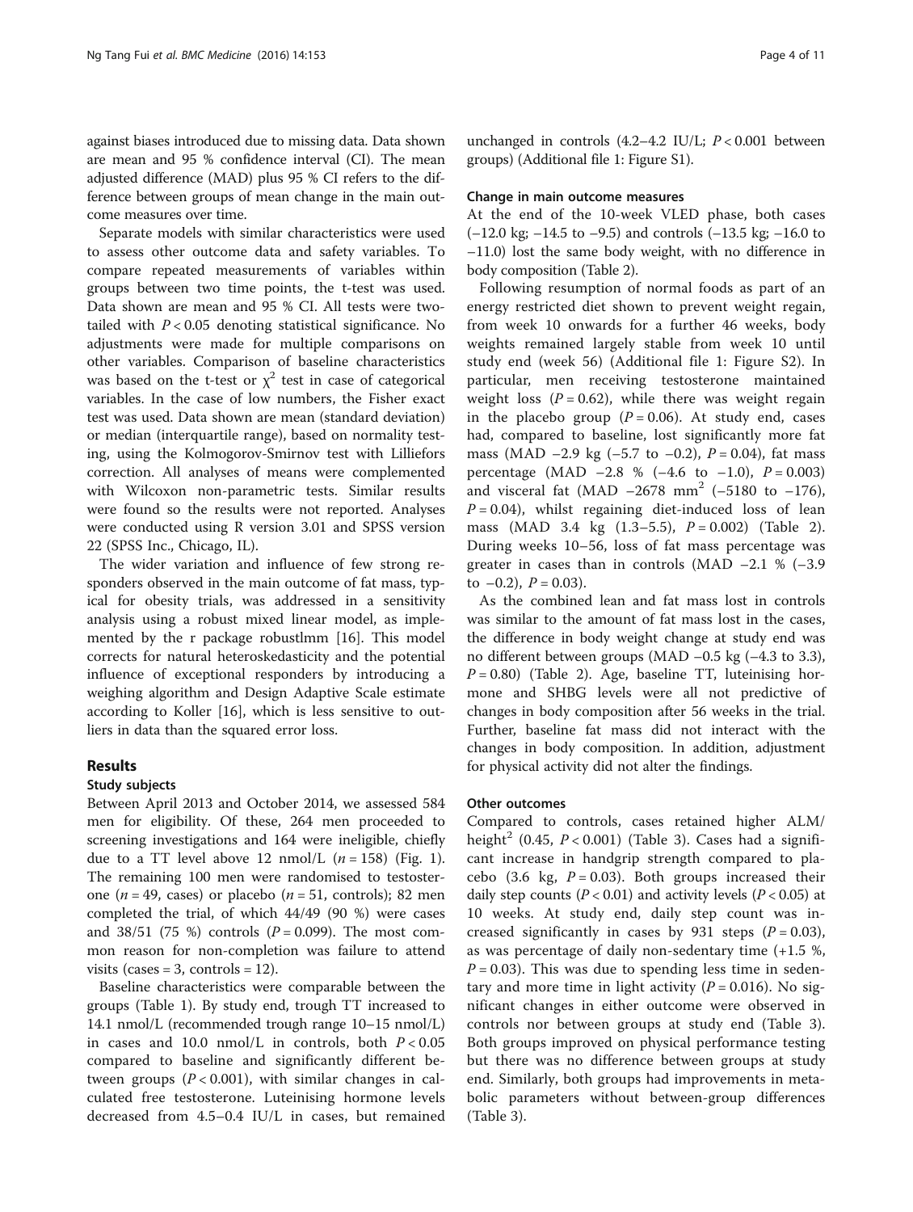against biases introduced due to missing data. Data shown are mean and 95 % confidence interval (CI). The mean adjusted difference (MAD) plus 95 % CI refers to the difference between groups of mean change in the main outcome measures over time.

Separate models with similar characteristics were used to assess other outcome data and safety variables. To compare repeated measurements of variables within groups between two time points, the t-test was used. Data shown are mean and 95 % CI. All tests were two-tailed with $P < 0.05$ denoting statistical significance. No adjustments were made for multiple comparisons on other variables. Comparison of baseline characteristics was based on the t-test or $\chi^2$ test in case of categorical variables. In the case of low numbers, the Fisher exact test was used. Data shown are mean (standard deviation) or median (interquartile range), based on normality testing, using the Kolmogorov-Smirnov test with Lilliefors correction. All analyses of means were complemented with Wilcoxon non-parametric tests. Similar results were found so the results were not reported. Analyses were conducted using R version 3.01 and SPSS version 22 (SPSS Inc., Chicago, IL).

The wider variation and influence of few strong responders observed in the main outcome of fat mass, typical for obesity trials, was addressed in a sensitivity analysis using a robust mixed linear model, as implemented by the r package robustlmm [16]. This model corrects for natural heteroskedasticity and the potential influence of exceptional responders by introducing a weighing algorithm and Design Adaptive Scale estimate according to Koller [16], which is less sensitive to outliers in data than the squared error loss.

## Results

### Study subjects

Between April 2013 and October 2014, we assessed 584 men for eligibility. Of these, 264 men proceeded to screening investigations and 164 were ineligible, chiefly due to a TT level above 12 nmol/L ($n = 158$) (Fig. 1). The remaining 100 men were randomised to testosterone ($n = 49$, cases) or placebo ($n = 51$, controls); 82 men completed the trial, of which 44/49 (90 %) were cases and 38/51 (75 %) controls ($P = 0.099$). The most common reason for non-completion was failure to attend visits (cases = 3, controls = 12).

Baseline characteristics were comparable between the groups (Table 1). By study end, trough TT increased to 14.1 nmol/L (recommended trough range 10–15 nmol/L) in cases and 10.0 nmol/L in controls, both $P < 0.05$ compared to baseline and significantly different between groups ($P < 0.001$), with similar changes in calculated free testosterone. Luteinising hormone levels decreased from 4.5–0.4 IU/L in cases, but remained unchanged in controls (4.2–4.2 IU/L; $P < 0.001$ between groups) (Additional file 1: Figure S1).

### Change in main outcome measures

At the end of the 10-week VLED phase, both cases (−12.0 kg; −14.5 to −9.5) and controls (−13.5 kg; −16.0 to −11.0) lost the same body weight, with no difference in body composition (Table 2).

Following resumption of normal foods as part of an energy restricted diet shown to prevent weight regain, from week 10 onwards for a further 46 weeks, body weights remained largely stable from week 10 until study end (week 56) (Additional file 1: Figure S2). In particular, men receiving testosterone maintained weight loss ($P = 0.62$), while there was weight regain in the placebo group ($P = 0.06$). At study end, cases had, compared to baseline, lost significantly more fat mass (MAD −2.9 kg (−5.7 to −0.2), $P = 0.04$), fat mass percentage (MAD −2.8 % (−4.6 to −1.0), $P = 0.003$) and visceral fat (MAD −2678 mm$^2$ (−5180 to −176), $P = 0.04$), whilst regaining diet-induced loss of lean mass (MAD 3.4 kg (1.3–5.5), $P = 0.002$) (Table 2). During weeks 10–56, loss of fat mass percentage was greater in cases than in controls (MAD −2.1 % (−3.9 to −0.2), $P = 0.03$).

As the combined lean and fat mass lost in controls was similar to the amount of fat mass lost in the cases, the difference in body weight change at study end was no different between groups (MAD −0.5 kg (−4.3 to 3.3), $P = 0.80$) (Table 2). Age, baseline TT, luteinising hormone and SHBG levels were all not predictive of changes in body composition after 56 weeks in the trial. Further, baseline fat mass did not interact with the changes in body composition. In addition, adjustment for physical activity did not alter the findings.

### Other outcomes

Compared to controls, cases retained higher ALM/height$^2$ (0.45, $P < 0.001$) (Table 3). Cases had a significant increase in handgrip strength compared to placebo (3.6 kg, $P = 0.03$). Both groups increased their daily step counts ($P < 0.01$) and activity levels ($P < 0.05$) at 10 weeks. At study end, daily step count was increased significantly in cases by 931 steps ($P = 0.03$), as was percentage of daily non-sedentary time (+1.5 %, $P = 0.03$). This was due to spending less time in sedentary and more time in light activity ($P = 0.016$). No significant changes in either outcome were observed in controls nor between groups at study end (Table 3). Both groups improved on physical performance testing but there was no difference between groups at study end. Similarly, both groups had improvements in metabolic parameters without between-group differences (Table 3).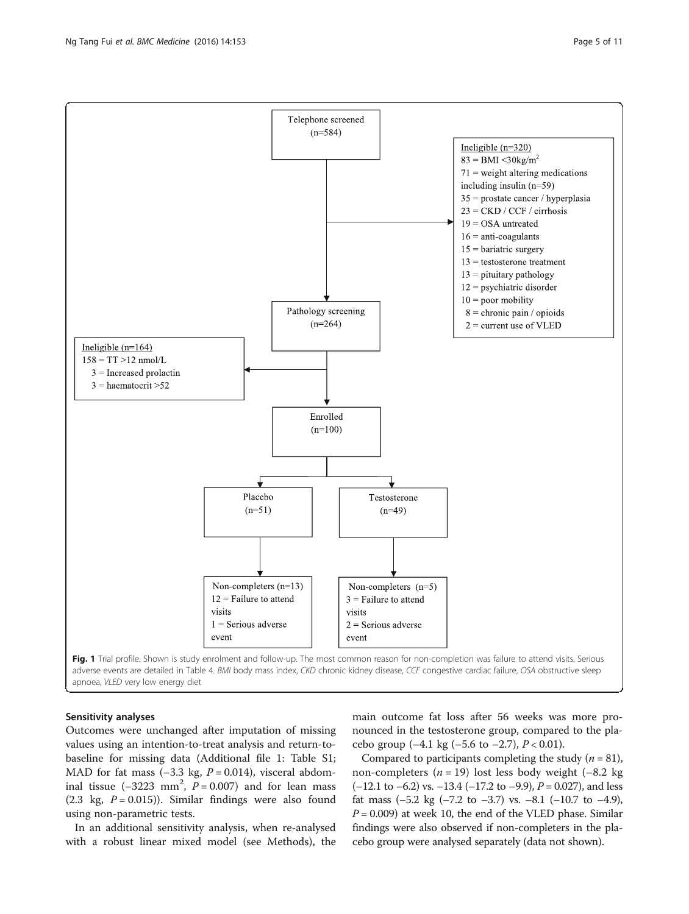Telephone screened (n=584)

Ineligible (n=320)
83 = BMI <30kg/m$^2$
71 = weight altering medications including insulin (n=59)
35 = prostate cancer / hyperplasia
23 = CKD / CCF / cirrhosis
19 = OSA untreated
16 = anti-coagulants
15 = bariatric surgery
13 = testosterone treatment
13 = pituitary pathology
12 = psychiatric disorder
10 = poor mobility
8 = chronic pain / opioids
2 = current use of VLED

Pathology screening (n=264)

Ineligible (n=164)
158 = TT >12 nmol/L
3 = Increased prolactin
3 = haematocrit >52

Enrolled (n=100)

Placebo (n=51)

Testosterone (n=49)

Non-completers (n=13)
12 = Failure to attend visits
1 = Serious adverse event

Non-completers (n=5)
3 = Failure to attend visits
2 = Serious adverse event

**Fig. 1** Trial profile. Shown is study enrolment and follow-up. The most common reason for non-completion was failure to attend visits. Serious adverse events are detailed in Table 4. *BMI* body mass index, *CKD* chronic kidney disease, *CCF* congestive cardiac failure, *OSA* obstructive sleep apnoea, *VLED* very low energy diet

### Sensitivity analyses

Outcomes were unchanged after imputation of missing values using an intention-to-treat analysis and return-to-baseline for missing data (Additional file 1: Table S1; MAD for fat mass (–3.3 kg, $P = 0.014$), visceral abdominal tissue (–3223 mm$^2$, $P = 0.007$) and for lean mass (2.3 kg, $P = 0.015$)). Similar findings were also found using non-parametric tests.

In an additional sensitivity analysis, when re-analysed with a robust linear mixed model (see Methods), the main outcome fat loss after 56 weeks was more pronounced in the testosterone group, compared to the placebo group (–4.1 kg (–5.6 to –2.7), $P < 0.01$).

Compared to participants completing the study ($n = 81$), non-completers ($n = 19$) lost less body weight (–8.2 kg (–12.1 to –6.2) vs. –13.4 (–17.2 to –9.9), $P = 0.027$), and less fat mass (–5.2 kg (–7.2 to –3.7) vs. –8.1 (–10.7 to –4.9), $P = 0.009$) at week 10, the end of the VLED phase. Similar findings were also observed if non-completers in the placebo group were analysed separately (data not shown).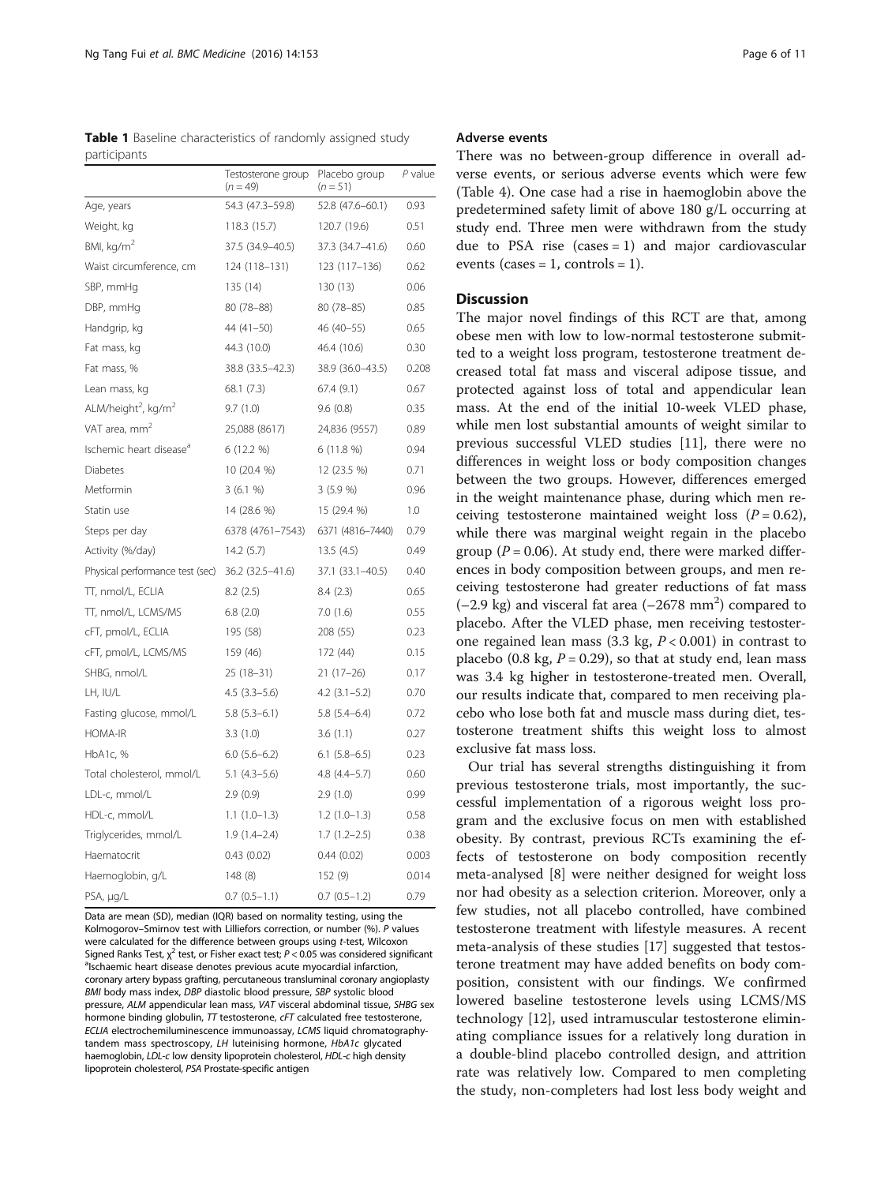**Table 1** Baseline characteristics of randomly assigned study participants

| | Testosterone group ($n = 49$) | Placebo group ($n = 51$) | *P* value |
|---|---|---|---|
| Age, years | 54.3 (47.3–59.8) | 52.8 (47.6–60.1) | 0.93 |
| Weight, kg | 118.3 (15.7) | 120.7 (19.6) | 0.51 |
| BMI, kg/m$^2$ | 37.5 (34.9–40.5) | 37.3 (34.7–41.6) | 0.60 |
| Waist circumference, cm | 124 (118–131) | 123 (117–136) | 0.62 |
| SBP, mmHg | 135 (14) | 130 (13) | 0.06 |
| DBP, mmHg | 80 (78–88) | 80 (78–85) | 0.85 |
| Handgrip, kg | 44 (41–50) | 46 (40–55) | 0.65 |
| Fat mass, kg | 44.3 (10.0) | 46.4 (10.6) | 0.30 |
| Fat mass, % | 38.8 (33.5–42.3) | 38.9 (36.0–43.5) | 0.208 |
| Lean mass, kg | 68.1 (7.3) | 67.4 (9.1) | 0.67 |
| ALM/height$^2$, kg/m$^2$ | 9.7 (1.0) | 9.6 (0.8) | 0.35 |
| VAT area, mm$^2$ | 25,088 (8617) | 24,836 (9557) | 0.89 |
| Ischemic heart disease[a] | 6 (12.2 %) | 6 (11.8 %) | 0.94 |
| Diabetes | 10 (20.4 %) | 12 (23.5 %) | 0.71 |
| Metformin | 3 (6.1 %) | 3 (5.9 %) | 0.96 |
| Statin use | 14 (28.6 %) | 15 (29.4 %) | 1.0 |
| Steps per day | 6378 (4761–7543) | 6371 (4816–7440) | 0.79 |
| Activity (%/day) | 14.2 (5.7) | 13.5 (4.5) | 0.49 |
| Physical performance test (sec) | 36.2 (32.5–41.6) | 37.1 (33.1–40.5) | 0.40 |
| TT, nmol/L, ECLIA | 8.2 (2.5) | 8.4 (2.3) | 0.65 |
| TT, nmol/L, LCMS/MS | 6.8 (2.0) | 7.0 (1.6) | 0.55 |
| cFT, pmol/L, ECLIA | 195 (58) | 208 (55) | 0.23 |
| cFT, pmol/L, LCMS/MS | 159 (46) | 172 (44) | 0.15 |
| SHBG, nmol/L | 25 (18–31) | 21 (17–26) | 0.17 |
| LH, IU/L | 4.5 (3.3–5.6) | 4.2 (3.1–5.2) | 0.70 |
| Fasting glucose, mmol/L | 5.8 (5.3–6.1) | 5.8 (5.4–6.4) | 0.72 |
| HOMA-IR | 3.3 (1.0) | 3.6 (1.1) | 0.27 |
| HbA1c, % | 6.0 (5.6–6.2) | 6.1 (5.8–6.5) | 0.23 |
| Total cholesterol, mmol/L | 5.1 (4.3–5.6) | 4.8 (4.4–5.7) | 0.60 |
| LDL-c, mmol/L | 2.9 (0.9) | 2.9 (1.0) | 0.99 |
| HDL-c, mmol/L | 1.1 (1.0–1.3) | 1.2 (1.0–1.3) | 0.58 |
| Triglycerides, mmol/L | 1.9 (1.4–2.4) | 1.7 (1.2–2.5) | 0.38 |
| Haematocrit | 0.43 (0.02) | 0.44 (0.02) | 0.003 |
| Haemoglobin, g/L | 148 (8) | 152 (9) | 0.014 |
| PSA, μg/L | 0.7 (0.5–1.1) | 0.7 (0.5–1.2) | 0.79 |

Data are mean (SD), median (IQR) based on normality testing, using the Kolmogorov–Smirnov test with Lilliefors correction, or number (%). *P* values were calculated for the difference between groups using *t*-test, Wilcoxon Signed Ranks Test, $\chi^2$ test, or Fisher exact test; $P < 0.05$ was considered significant
[a]Ischaemic heart disease denotes previous acute myocardial infarction, coronary artery bypass grafting, percutaneous transluminal coronary angioplasty
*BMI* body mass index, *DBP* diastolic blood pressure, *SBP* systolic blood pressure, *ALM* appendicular lean mass, *VAT* visceral abdominal tissue, *SHBG* sex hormone binding globulin, *TT* testosterone, *cFT* calculated free testosterone, *ECLIA* electrochemiluminescence immunoassay, *LCMS* liquid chromatography-tandem mass spectroscopy, *LH* luteinising hormone, *HbA1c* glycated haemoglobin, *LDL-c* low density lipoprotein cholesterol, *HDL-c* high density lipoprotein cholesterol, *PSA* Prostate-specific antigen

### Adverse events

There was no between-group difference in overall adverse events, or serious adverse events which were few (Table 4). One case had a rise in haemoglobin above the predetermined safety limit of above 180 g/L occurring at study end. Three men were withdrawn from the study due to PSA rise (cases = 1) and major cardiovascular events (cases = 1, controls = 1).

## Discussion

The major novel findings of this RCT are that, among obese men with low to low-normal testosterone submitted to a weight loss program, testosterone treatment decreased total fat mass and visceral adipose tissue, and protected against loss of total and appendicular lean mass. At the end of the initial 10-week VLED phase, while men lost substantial amounts of weight similar to previous successful VLED studies [11], there were no differences in weight loss or body composition changes between the two groups. However, differences emerged in the weight maintenance phase, during which men receiving testosterone maintained weight loss ($P = 0.62$), while there was marginal weight regain in the placebo group ($P = 0.06$). At study end, there were marked differences in body composition between groups, and men receiving testosterone had greater reductions of fat mass (−2.9 kg) and visceral fat area (−2678 mm$^2$) compared to placebo. After the VLED phase, men receiving testosterone regained lean mass (3.3 kg, $P < 0.001$) in contrast to placebo (0.8 kg, $P = 0.29$), so that at study end, lean mass was 3.4 kg higher in testosterone-treated men. Overall, our results indicate that, compared to men receiving placebo who lose both fat and muscle mass during diet, testosterone treatment shifts this weight loss to almost exclusive fat mass loss.

Our trial has several strengths distinguishing it from previous testosterone trials, most importantly, the successful implementation of a rigorous weight loss program and the exclusive focus on men with established obesity. By contrast, previous RCTs examining the effects of testosterone on body composition recently meta-analysed [8] were neither designed for weight loss nor had obesity as a selection criterion. Moreover, only a few studies, not all placebo controlled, have combined testosterone treatment with lifestyle measures. A recent meta-analysis of these studies [17] suggested that testosterone treatment may have added benefits on body composition, consistent with our findings. We confirmed lowered baseline testosterone levels using LCMS/MS technology [12], used intramuscular testosterone eliminating compliance issues for a relatively long duration in a double-blind placebo controlled design, and attrition rate was relatively low. Compared to men completing the study, non-completers had lost less body weight and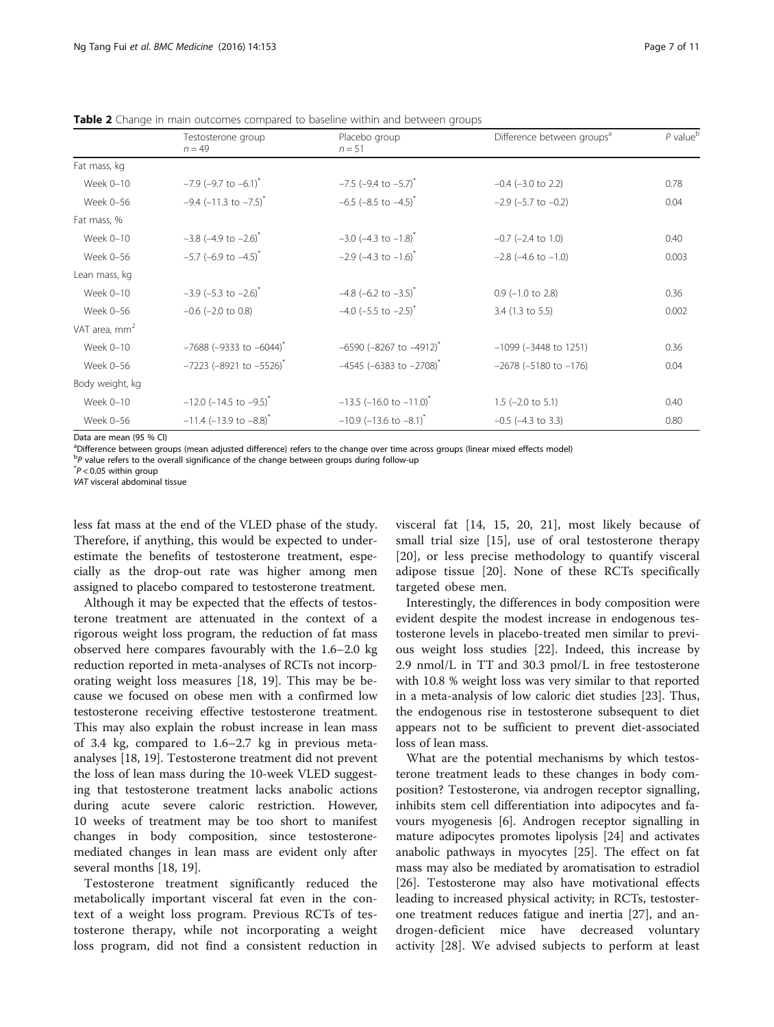**Table 2** Change in main outcomes compared to baseline within and between groups

| | Testosterone group $n = 49$ | Placebo group $n = 51$ | Difference between groups[a] | $P$ value[b] |
|---|---|---|---|---|
| Fat mass, kg | | | | |
| Week 0–10 | −7.9 (−9.7 to −6.1)* | −7.5 (−9.4 to −5.7)* | −0.4 (−3.0 to 2.2) | 0.78 |
| Week 0–56 | −9.4 (−11.3 to −7.5)* | −6.5 (−8.5 to −4.5)* | −2.9 (−5.7 to −0.2) | 0.04 |
| Fat mass, % | | | | |
| Week 0–10 | −3.8 (−4.9 to −2.6)* | −3.0 (−4.3 to −1.8)* | −0.7 (−2.4 to 1.0) | 0.40 |
| Week 0–56 | −5.7 (−6.9 to −4.5)* | −2.9 (−4.3 to −1.6)* | −2.8 (−4.6 to −1.0) | 0.003 |
| Lean mass, kg | | | | |
| Week 0–10 | −3.9 (−5.3 to −2.6)* | −4.8 (−6.2 to −3.5)* | 0.9 (−1.0 to 2.8) | 0.36 |
| Week 0–56 | −0.6 (−2.0 to 0.8) | −4.0 (−5.5 to −2.5)* | 3.4 (1.3 to 5.5) | 0.002 |
| VAT area, $mm^2$ | | | | |
| Week 0–10 | −7688 (−9333 to −6044)* | −6590 (−8267 to −4912)* | −1099 (−3448 to 1251) | 0.36 |
| Week 0–56 | −7223 (−8921 to −5526)* | −4545 (−6383 to −2708)* | −2678 (−5180 to −176) | 0.04 |
| Body weight, kg | | | | |
| Week 0–10 | −12.0 (−14.5 to −9.5)* | −13.5 (−16.0 to −11.0)* | 1.5 (−2.0 to 5.1) | 0.40 |
| Week 0–56 | −11.4 (−13.9 to −8.8)* | −10.9 (−13.6 to −8.1)* | −0.5 (−4.3 to 3.3) | 0.80 |

Data are mean (95 % CI)

[a]Difference between groups (mean adjusted difference) refers to the change over time across groups (linear mixed effects model)

[b]$P$ value refers to the overall significance of the change between groups during follow-up

*$P < 0.05$ within group

*VAT* visceral abdominal tissue

less fat mass at the end of the VLED phase of the study. Therefore, if anything, this would be expected to underestimate the benefits of testosterone treatment, especially as the drop-out rate was higher among men assigned to placebo compared to testosterone treatment.

Although it may be expected that the effects of testosterone treatment are attenuated in the context of a rigorous weight loss program, the reduction of fat mass observed here compares favourably with the 1.6–2.0 kg reduction reported in meta-analyses of RCTs not incorporating weight loss measures [18, 19]. This may be because we focused on obese men with a confirmed low testosterone receiving effective testosterone treatment. This may also explain the robust increase in lean mass of 3.4 kg, compared to 1.6–2.7 kg in previous meta-analyses [18, 19]. Testosterone treatment did not prevent the loss of lean mass during the 10-week VLED suggesting that testosterone treatment lacks anabolic actions during acute severe caloric restriction. However, 10 weeks of treatment may be too short to manifest changes in body composition, since testosterone-mediated changes in lean mass are evident only after several months [18, 19].

Testosterone treatment significantly reduced the metabolically important visceral fat even in the context of a weight loss program. Previous RCTs of testosterone therapy, while not incorporating a weight loss program, did not find a consistent reduction in visceral fat [14, 15, 20, 21], most likely because of small trial size [15], use of oral testosterone therapy [20], or less precise methodology to quantify visceral adipose tissue [20]. None of these RCTs specifically targeted obese men.

Interestingly, the differences in body composition were evident despite the modest increase in endogenous testosterone levels in placebo-treated men similar to previous weight loss studies [22]. Indeed, this increase by 2.9 nmol/L in TT and 30.3 pmol/L in free testosterone with 10.8 % weight loss was very similar to that reported in a meta-analysis of low caloric diet studies [23]. Thus, the endogenous rise in testosterone subsequent to diet appears not to be sufficient to prevent diet-associated loss of lean mass.

What are the potential mechanisms by which testosterone treatment leads to these changes in body composition? Testosterone, via androgen receptor signalling, inhibits stem cell differentiation into adipocytes and favours myogenesis [6]. Androgen receptor signalling in mature adipocytes promotes lipolysis [24] and activates anabolic pathways in myocytes [25]. The effect on fat mass may also be mediated by aromatisation to estradiol [26]. Testosterone may also have motivational effects leading to increased physical activity; in RCTs, testosterone treatment reduces fatigue and inertia [27], and androgen-deficient mice have decreased voluntary activity [28]. We advised subjects to perform at least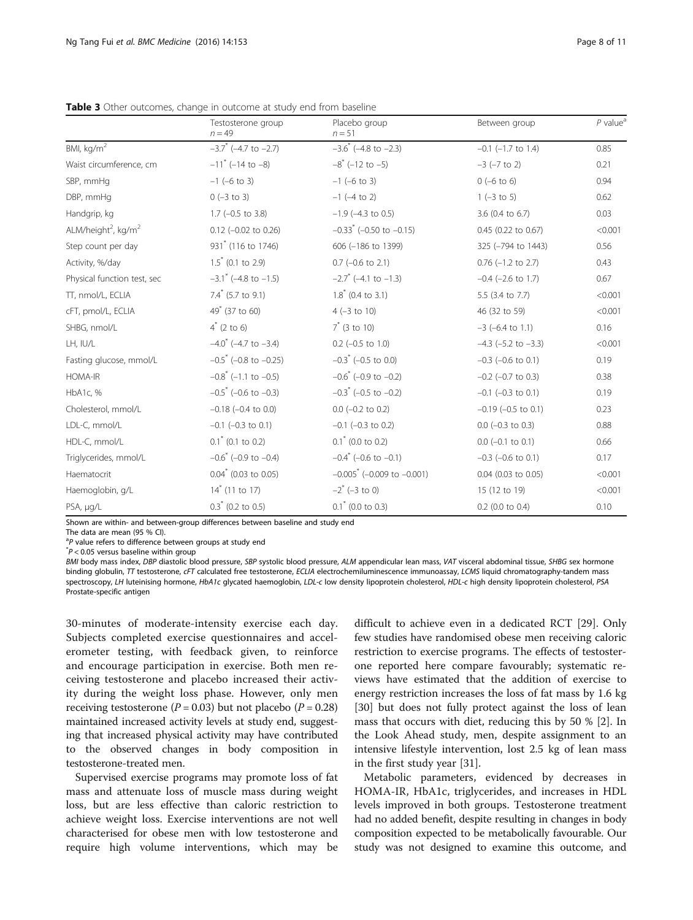**Table 3** Other outcomes, change in outcome at study end from baseline

| | Testosterone group $n = 49$ | Placebo group $n = 51$ | Between group | $P$ value[a] |
|---|---|---|---|---|
| BMI, kg/m$^2$ | −3.7* (−4.7 to −2.7) | −3.6* (−4.8 to −2.3) | −0.1 (−1.7 to 1.4) | 0.85 |
| Waist circumference, cm | −11* (−14 to −8) | −8* (−12 to −5) | −3 (−7 to 2) | 0.21 |
| SBP, mmHg | −1 (−6 to 3) | −1 (−6 to 3) | 0 (−6 to 6) | 0.94 |
| DBP, mmHg | 0 (−3 to 3) | −1 (−4 to 2) | 1 (−3 to 5) | 0.62 |
| Handgrip, kg | 1.7 (−0.5 to 3.8) | −1.9 (−4.3 to 0.5) | 3.6 (0.4 to 6.7) | 0.03 |
| ALM/height$^2$, kg/m$^2$ | 0.12 (−0.02 to 0.26) | −0.33* (−0.50 to −0.15) | 0.45 (0.22 to 0.67) | <0.001 |
| Step count per day | 931* (116 to 1746) | 606 (−186 to 1399) | 325 (−794 to 1443) | 0.56 |
| Activity, %/day | 1.5* (0.1 to 2.9) | 0.7 (−0.6 to 2.1) | 0.76 (−1.2 to 2.7) | 0.43 |
| Physical function test, sec | −3.1* (−4.8 to −1.5) | −2.7* (−4.1 to −1.3) | −0.4 (−2.6 to 1.7) | 0.67 |
| TT, nmol/L, ECLIA | 7.4* (5.7 to 9.1) | 1.8* (0.4 to 3.1) | 5.5 (3.4 to 7.7) | <0.001 |
| cFT, pmol/L, ECLIA | 49* (37 to 60) | 4 (−3 to 10) | 46 (32 to 59) | <0.001 |
| SHBG, nmol/L | 4* (2 to 6) | 7* (3 to 10) | −3 (−6.4 to 1.1) | 0.16 |
| LH, IU/L | −4.0* (−4.7 to −3.4) | 0.2 (−0.5 to 1.0) | −4.3 (−5.2 to −3.3) | <0.001 |
| Fasting glucose, mmol/L | −0.5* (−0.8 to −0.25) | −0.3* (−0.5 to 0.0) | −0.3 (−0.6 to 0.1) | 0.19 |
| HOMA-IR | −0.8* (−1.1 to −0.5) | −0.6* (−0.9 to −0.2) | −0.2 (−0.7 to 0.3) | 0.38 |
| HbA1c, % | −0.5* (−0.6 to −0.3) | −0.3* (−0.5 to −0.2) | −0.1 (−0.3 to 0.1) | 0.19 |
| Cholesterol, mmol/L | −0.18 (−0.4 to 0.0) | 0.0 (−0.2 to 0.2) | −0.19 (−0.5 to 0.1) | 0.23 |
| LDL-C, mmol/L | −0.1 (−0.3 to 0.1) | −0.1 (−0.3 to 0.2) | 0.0 (−0.3 to 0.3) | 0.88 |
| HDL-C, mmol/L | 0.1* (0.1 to 0.2) | 0.1* (0.0 to 0.2) | 0.0 (−0.1 to 0.1) | 0.66 |
| Triglycerides, mmol/L | −0.6* (−0.9 to −0.4) | −0.4* (−0.6 to −0.1) | −0.3 (−0.6 to 0.1) | 0.17 |
| Haematocrit | 0.04* (0.03 to 0.05) | −0.005* (−0.009 to −0.001) | 0.04 (0.03 to 0.05) | <0.001 |
| Haemoglobin, g/L | 14* (11 to 17) | −2* (−3 to 0) | 15 (12 to 19) | <0.001 |
| PSA, μg/L | 0.3* (0.2 to 0.5) | 0.1* (0.0 to 0.3) | 0.2 (0.0 to 0.4) | 0.10 |

Shown are within- and between-group differences between baseline and study end

The data are mean (95 % CI).

[a]$P$ value refers to difference between groups at study end

*$P < 0.05$ versus baseline within group

*BMI* body mass index, *DBP* diastolic blood pressure, *SBP* systolic blood pressure, *ALM* appendicular lean mass, *VAT* visceral abdominal tissue, *SHBG* sex hormone binding globulin, *TT* testosterone, *cFT* calculated free testosterone, *ECLIA* electrochemiluminescence immunoassay, *LCMS* liquid chromatography-tandem mass spectroscopy, *LH* luteinising hormone, *HbA1c* glycated haemoglobin, *LDL-c* low density lipoprotein cholesterol, *HDL-c* high density lipoprotein cholesterol, *PSA* Prostate-specific antigen

30-minutes of moderate-intensity exercise each day. Subjects completed exercise questionnaires and accelerometer testing, with feedback given, to reinforce and encourage participation in exercise. Both men receiving testosterone and placebo increased their activity during the weight loss phase. However, only men receiving testosterone ($P = 0.03$) but not placebo ($P = 0.28$) maintained increased activity levels at study end, suggesting that increased physical activity may have contributed to the observed changes in body composition in testosterone-treated men.

Supervised exercise programs may promote loss of fat mass and attenuate loss of muscle mass during weight loss, but are less effective than caloric restriction to achieve weight loss. Exercise interventions are not well characterised for obese men with low testosterone and require high volume interventions, which may be difficult to achieve even in a dedicated RCT [29]. Only few studies have randomised obese men receiving caloric restriction to exercise programs. The effects of testosterone reported here compare favourably; systematic reviews have estimated that the addition of exercise to energy restriction increases the loss of fat mass by 1.6 kg [30] but does not fully protect against the loss of lean mass that occurs with diet, reducing this by 50 % [2]. In the Look Ahead study, men, despite assignment to an intensive lifestyle intervention, lost 2.5 kg of lean mass in the first study year [31].

Metabolic parameters, evidenced by decreases in HOMA-IR, HbA1c, triglycerides, and increases in HDL levels improved in both groups. Testosterone treatment had no added benefit, despite resulting in changes in body composition expected to be metabolically favourable. Our study was not designed to examine this outcome, and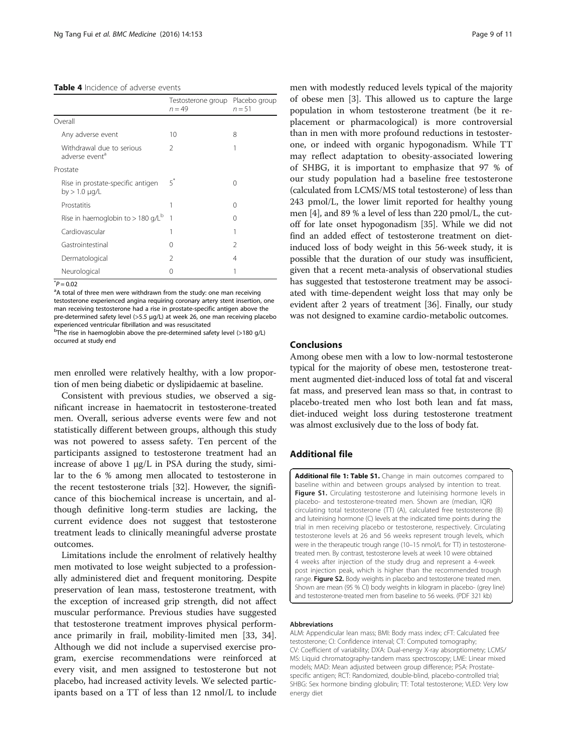**Table 4** Incidence of adverse events

| | Testosterone group $n = 49$ | Placebo group $n = 51$ |
|---|---|---|
| Overall | | |
| Any adverse event | 10 | 8 |
| Withdrawal due to serious adverse event[a] | 2 | 1 |
| Prostate | | |
| Rise in prostate-specific antigen by > 1.0 μg/L | 5* | 0 |
| Prostatitis | 1 | 0 |
| Rise in haemoglobin to > 180 g/L[b] | 1 | 0 |
| Cardiovascular | 1 | 1 |
| Gastrointestinal | 0 | 2 |
| Dermatological | 2 | 4 |
| Neurological | 0 | 1 |

*$P = 0.02$

[a]A total of three men were withdrawn from the study: one man receiving testosterone experienced angina requiring coronary artery stent insertion, one man receiving testosterone had a rise in prostate-specific antigen above the pre-determined safety level (>5.5 μg/L) at week 26, one man receiving placebo experienced ventricular fibrillation and was resuscitated

[b]The rise in haemoglobin above the pre-determined safety level (>180 g/L) occurred at study end

men enrolled were relatively healthy, with a low proportion of men being diabetic or dyslipidaemic at baseline.

Consistent with previous studies, we observed a significant increase in haematocrit in testosterone-treated men. Overall, serious adverse events were few and not statistically different between groups, although this study was not powered to assess safety. Ten percent of the participants assigned to testosterone treatment had an increase of above 1 μg/L in PSA during the study, similar to the 6 % among men allocated to testosterone in the recent testosterone trials [32]. However, the significance of this biochemical increase is uncertain, and although definitive long-term studies are lacking, the current evidence does not suggest that testosterone treatment leads to clinically meaningful adverse prostate outcomes.

Limitations include the enrolment of relatively healthy men motivated to lose weight subjected to a professionally administered diet and frequent monitoring. Despite preservation of lean mass, testosterone treatment, with the exception of increased grip strength, did not affect muscular performance. Previous studies have suggested that testosterone treatment improves physical performance primarily in frail, mobility-limited men [33, 34]. Although we did not include a supervised exercise program, exercise recommendations were reinforced at every visit, and men assigned to testosterone but not placebo, had increased activity levels. We selected participants based on a TT of less than 12 nmol/L to include men with modestly reduced levels typical of the majority of obese men [3]. This allowed us to capture the large population in whom testosterone treatment (be it replacement or pharmacological) is more controversial than in men with more profound reductions in testosterone, or indeed with organic hypogonadism. While TT may reflect adaptation to obesity-associated lowering of SHBG, it is important to emphasize that 97 % of our study population had a baseline free testosterone (calculated from LCMS/MS total testosterone) of less than 243 pmol/L, the lower limit reported for healthy young men [4], and 89 % a level of less than 220 pmol/L, the cutoff for late onset hypogonadism [35]. While we did not find an added effect of testosterone treatment on diet-induced loss of body weight in this 56-week study, it is possible that the duration of our study was insufficient, given that a recent meta-analysis of observational studies has suggested that testosterone treatment may be associated with time-dependent weight loss that may only be evident after 2 years of treatment [36]. Finally, our study was not designed to examine cardio-metabolic outcomes.

## Conclusions

Among obese men with a low to low-normal testosterone typical for the majority of obese men, testosterone treatment augmented diet-induced loss of total fat and visceral fat mass, and preserved lean mass so that, in contrast to placebo-treated men who lost both lean and fat mass, diet-induced weight loss during testosterone treatment was almost exclusively due to the loss of body fat.

## Additional file

**Additional file 1: Table S1.** Change in main outcomes compared to baseline within and between groups analysed by intention to treat. **Figure S1.** Circulating testosterone and luteinising hormone levels in placebo- and testosterone-treated men. Shown are (median, IQR) circulating total testosterone (TT) (A), calculated free testosterone (B) and luteinising hormone (C) levels at the indicated time points during the trial in men receiving placebo or testosterone, respectively. Circulating testosterone levels at 26 and 56 weeks represent trough levels, which were in the therapeutic trough range (10–15 nmol/L for TT) in testosterone-treated men. By contrast, testosterone levels at week 10 were obtained 4 weeks after injection of the study drug and represent a 4-week post injection peak, which is higher than the recommended trough range. **Figure S2.** Body weights in placebo and testosterone treated men. Shown are mean (95 % CI) body weights in kilogram in placebo- (grey line) and testosterone-treated men from baseline to 56 weeks. (PDF 321 kb)

#### Abbreviations

ALM: Appendicular lean mass; BMI: Body mass index; cFT: Calculated free testosterone; CI: Confidence interval; CT: Computed tomography; CV: Coefficient of variability; DXA: Dual-energy X-ray absorptiometry; LCMS/MS: Liquid chromatography-tandem mass spectroscopy; LME: Linear mixed models; MAD: Mean adjusted between group difference; PSA: Prostate-specific antigen; RCT: Randomized, double-blind, placebo-controlled trial; SHBG: Sex hormone binding globulin; TT: Total testosterone; VLED: Very low energy diet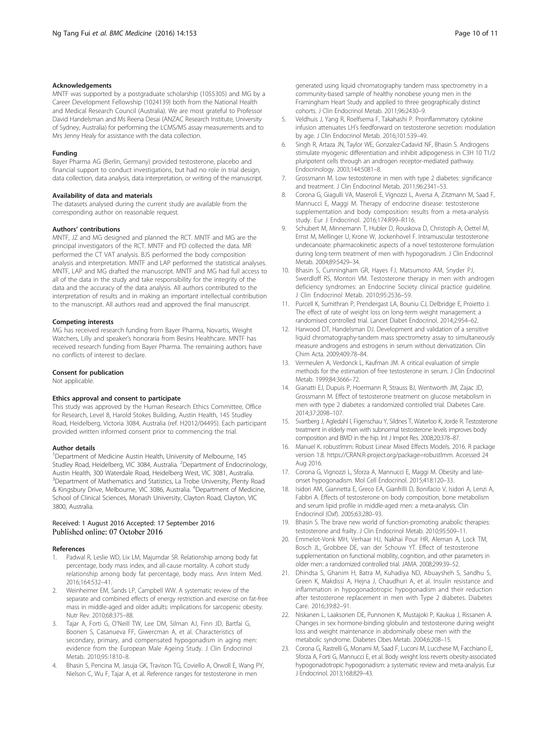### Acknowledgements

MNTF was supported by a postgraduate scholarship (1055305) and MG by a Career Development Fellowship (1024139) both from the National Health and Medical Research Council (Australia). We are most grateful to Professor David Handelsman and Ms Reena Desai (ANZAC Research Institute, University of Sydney, Australia) for performing the LCMS/MS assay measurements and to Mrs Jenny Healy for assistance with the data collection.

### Funding

Bayer Pharma AG (Berlin, Germany) provided testosterone, placebo and financial support to conduct investigations, but had no role in trial design, data collection, data analysis, data interpretation, or writing of the manuscript.

### Availability of data and materials

The datasets analysed during the current study are available from the corresponding author on reasonable request.

### Authors' contributions

MNTF, JZ and MG designed and planned the RCT. MNTF and MG are the principal investigators of the RCT. MNTF and PD collected the data. MR performed the CT VAT analysis. BJS performed the body composition analysis and interpretation. MNTF and LAP performed the statistical analyses. MNTF, LAP and MG drafted the manuscript. MNTF and MG had full access to all of the data in the study and take responsibility for the integrity of the data and the accuracy of the data analysis. All authors contributed to the interpretation of results and in making an important intellectual contribution to the manuscript. All authors read and approved the final manuscript.

### Competing interests

MG has received research funding from Bayer Pharma, Novartis, Weight Watchers, Lilly and speaker's honoraria from Besins Healthcare. MNTF has received research funding from Bayer Pharma. The remaining authors have no conflicts of interest to declare.

### Consent for publication

Not applicable.

### Ethics approval and consent to participate

This study was approved by the Human Research Ethics Committee, Office for Research, Level 8, Harold Stokes Building, Austin Health, 145 Studley Road, Heidelberg, Victoria 3084, Australia (ref. H2012/04495). Each participant provided written informed consent prior to commencing the trial.

### Author details

[1]Department of Medicine Austin Health, University of Melbourne, 145 Studley Road, Heidelberg, VIC 3084, Australia. [2]Department of Endocrinology, Austin Health, 300 Waterdale Road, Heidelberg West, VIC 3081, Australia. [3]Department of Mathematics and Statistics, La Trobe University, Plenty Road & Kingsbury Drive, Melbourne, VIC 3086, Australia. [4]Department of Medicine, School of Clinical Sciences, Monash University, Clayton Road, Clayton, VIC 3800, Australia.

Received: 1 August 2016 Accepted: 17 September 2016
Published online: 07 October 2016

### References

1. Padwal R, Leslie WD, Lix LM, Majumdar SR. Relationship among body fat percentage, body mass index, and all-cause mortality. A cohort study relationship among body fat percentage, body mass. Ann Intern Med. 2016;164:532–41.
2. Weinheimer EM, Sands LP, Campbell WW. A systematic review of the separate and combined effects of energy restriction and exercise on fat-free mass in middle-aged and older adults: implications for sarcopenic obesity. Nutr Rev. 2010;68:375–88.
3. Tajar A, Forti G, O'Neill TW, Lee DM, Silman AJ, Finn JD, Bartfai G, Boonen S, Casanueva FF, Giwercman A, et al. Characteristics of secondary, primary, and compensated hypogonadism in aging men: evidence from the European Male Ageing Study. J Clin Endocrinol Metab. 2010;95:1810–8.
4. Bhasin S, Pencina M, Jasuja GK, Travison TG, Coviello A, Orwoll E, Wang PY, Nielson C, Wu F, Tajar A, et al. Reference ranges for testosterone in men generated using liquid chromatography tandem mass spectrometry in a community-based sample of healthy nonobese young men in the Framingham Heart Study and applied to three geographically distinct cohorts. J Clin Endocrinol Metab. 2011;96:2430–9.
5. Veldhuis J, Yang R, Roelfsema F, Takahashi P. Proinflammatory cytokine infusion attenuates LH's feedforward on testosterone secretion: modulation by age. J Clin Endocrinol Metab. 2016;101:539–49.
6. Singh R, Artaza JN, Taylor WE, Gonzalez-Cadavid NF, Bhasin S. Androgens stimulate myogenic differentiation and inhibit adipogenesis in C3H 10 T1/2 pluripotent cells through an androgen receptor-mediated pathway. Endocrinology. 2003;144:5081–8.
7. Grossmann M. Low testosterone in men with type 2 diabetes: significance and treatment. J Clin Endocrinol Metab. 2011;96:2341–53.
8. Corona G, Giagulli VA, Maseroli E, Vignozzi L, Aversa A, Zitzmann M, Saad F, Mannucci E, Maggi M. Therapy of endocrine disease: testosterone supplementation and body composition: results from a meta-analysis study. Eur J Endocrinol. 2016;174:R99–R116.
9. Schubert M, Minnemann T, Hubler D, Rouskova D, Christoph A, Oettel M, Ernst M, Mellinger U, Krone W, Jockenhovel F. Intramuscular testosterone undecanoate: pharmacokinetic aspects of a novel testosterone formulation during long-term treatment of men with hypogonadism. J Clin Endocrinol Metab. 2004;89:5429–34.
10. Bhasin S, Cunningham GR, Hayes FJ, Matsumoto AM, Snyder PJ, Swerdloff RS, Montori VM. Testosterone therapy in men with androgen deficiency syndromes: an Endocrine Society clinical practice guideline. J Clin Endocrinol Metab. 2010;95:2536–59.
11. Purcell K, Sumithran P, Prendergast LA, Bouniu CJ, Delbridge E, Proietto J. The effect of rate of weight loss on long-term weight management: a randomised controlled trial. Lancet Diabet Endocrinol. 2014;2:954–62.
12. Harwood DT, Handelsman DJ. Development and validation of a sensitive liquid chromatography-tandem mass spectrometry assay to simultaneously measure androgens and estrogens in serum without derivatization. Clin Chim Acta. 2009;409:78–84.
13. Vermeulen A, Verdonck L, Kaufman JM. A critical evaluation of simple methods for the estimation of free testosterone in serum. J Clin Endocrinol Metab. 1999;84:3666–72.
14. Gianatti EJ, Dupuis P, Hoermann R, Strauss BJ, Wentworth JM, Zajac JD, Grossmann M. Effect of testosterone treatment on glucose metabolism in men with type 2 diabetes: a randomized controlled trial. Diabetes Care. 2014;37:2098–107.
15. Svartberg J, Agledahl I, Figenschau Y, Sildnes T, Waterloo K, Jorde R. Testosterone treatment in elderly men with subnormal testosterone levels improves body composition and BMD in the hip. Int J Impot Res. 2008;20:378–87.
16. Manuel K. robustlmm: Robust Linear Mixed Effects Models. 2016. R package version 1.8. https://CRAN.R-project.org/package=robustlmm. Accessed 24 Aug 2016.
17. Corona G, Vignozzi L, Sforza A, Mannucci E, Maggi M. Obesity and late-onset hypogonadism. Mol Cell Endocrinol. 2015;418:120–33.
18. Isidori AM, Giannetta E, Greco EA, Gianfrilli D, Bonifacio V, Isidori A, Lenzi A, Fabbri A. Effects of testosterone on body composition, bone metabolism and serum lipid profile in middle-aged men: a meta-analysis. Clin Endocrinol (Oxf). 2005;63:280–93.
19. Bhasin S. The brave new world of function-promoting anabolic therapies: testosterone and frailty. J Clin Endocrinol Metab. 2010;95:509–11.
20. Emmelot-Vonk MH, Verhaar HJ, Nakhai Pour HR, Aleman A, Lock TM, Bosch JL, Grobbee DE, van der Schouw YT. Effect of testosterone supplementation on functional mobility, cognition, and other parameters in older men: a randomized controlled trial. JAMA. 2008;299:39–52.
21. Dhindsa S, Ghanim H, Batra M, Kuhadiya ND, Abuaysheh S, Sandhu S, Green K, Makdissi A, Hejna J, Chaudhuri A, et al. Insulin resistance and inflammation in hypogonadotropic hypogonadism and their reduction after testosterone replacement in men with Type 2 diabetes. Diabetes Care. 2016;39:82–91.
22. Niskanen L, Laaksonen DE, Punnonen K, Mustajoki P, Kaukua J, Rissanen A. Changes in sex hormone-binding globulin and testosterone during weight loss and weight maintenance in abdominally obese men with the metabolic syndrome. Diabetes Obes Metab. 2004;6:208–15.
23. Corona G, Rastrelli G, Monami M, Saad F, Luconi M, Lucchese M, Facchiano E, Sforza A, Forti G, Mannucci E, et al. Body weight loss reverts obesity-associated hypogonadotropic hypogonadism: a systematic review and meta-analysis. Eur J Endocrinol. 2013;168:829–43.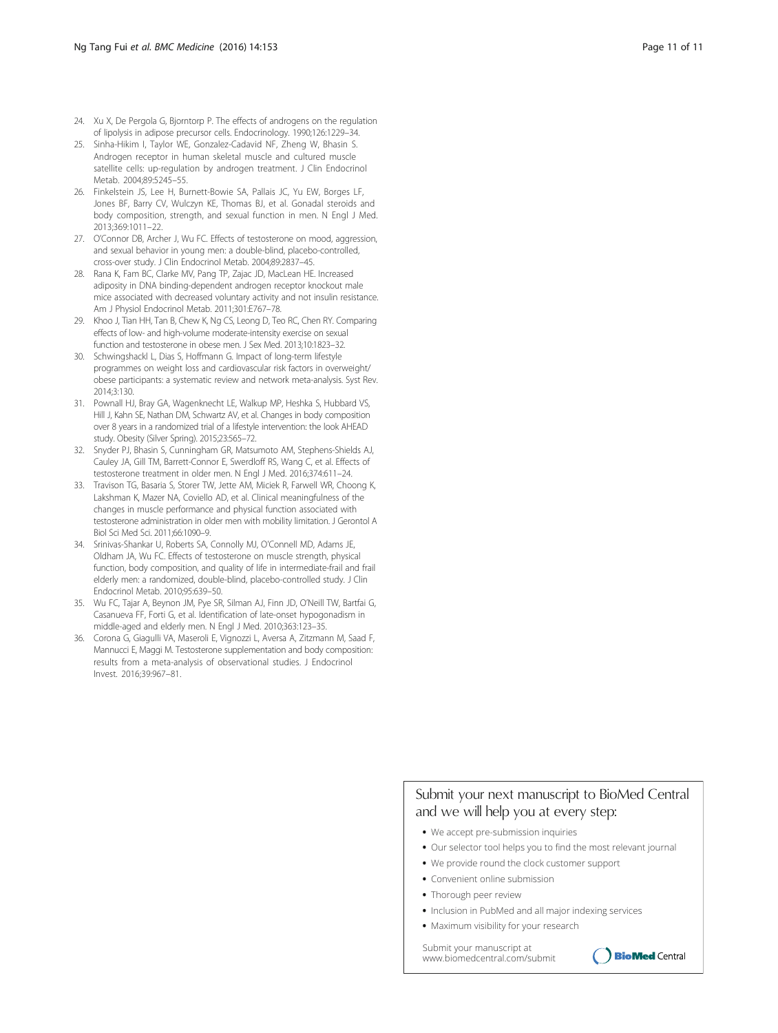24. Xu X, De Pergola G, Bjorntorp P. The effects of androgens on the regulation of lipolysis in adipose precursor cells. Endocrinology. 1990;126:1229–34.
25. Sinha-Hikim I, Taylor WE, Gonzalez-Cadavid NF, Zheng W, Bhasin S. Androgen receptor in human skeletal muscle and cultured muscle satellite cells: up-regulation by androgen treatment. J Clin Endocrinol Metab. 2004;89:5245–55.
26. Finkelstein JS, Lee H, Burnett-Bowie SA, Pallais JC, Yu EW, Borges LF, Jones BF, Barry CV, Wulczyn KE, Thomas BJ, et al. Gonadal steroids and body composition, strength, and sexual function in men. N Engl J Med. 2013;369:1011–22.
27. O'Connor DB, Archer J, Wu FC. Effects of testosterone on mood, aggression, and sexual behavior in young men: a double-blind, placebo-controlled, cross-over study. J Clin Endocrinol Metab. 2004;89:2837–45.
28. Rana K, Fam BC, Clarke MV, Pang TP, Zajac JD, MacLean HE. Increased adiposity in DNA binding-dependent androgen receptor knockout male mice associated with decreased voluntary activity and not insulin resistance. Am J Physiol Endocrinol Metab. 2011;301:E767–78.
29. Khoo J, Tian HH, Tan B, Chew K, Ng CS, Leong D, Teo RC, Chen RY. Comparing effects of low- and high-volume moderate-intensity exercise on sexual function and testosterone in obese men. J Sex Med. 2013;10:1823–32.
30. Schwingshackl L, Dias S, Hoffmann G. Impact of long-term lifestyle programmes on weight loss and cardiovascular risk factors in overweight/obese participants: a systematic review and network meta-analysis. Syst Rev. 2014;3:130.
31. Pownall HJ, Bray GA, Wagenknecht LE, Walkup MP, Heshka S, Hubbard VS, Hill J, Kahn SE, Nathan DM, Schwartz AV, et al. Changes in body composition over 8 years in a randomized trial of a lifestyle intervention: the look AHEAD study. Obesity (Silver Spring). 2015;23:565–72.
32. Snyder PJ, Bhasin S, Cunningham GR, Matsumoto AM, Stephens-Shields AJ, Cauley JA, Gill TM, Barrett-Connor E, Swerdloff RS, Wang C, et al. Effects of testosterone treatment in older men. N Engl J Med. 2016;374:611–24.
33. Travison TG, Basaria S, Storer TW, Jette AM, Miciek R, Farwell WR, Choong K, Lakshman K, Mazer NA, Coviello AD, et al. Clinical meaningfulness of the changes in muscle performance and physical function associated with testosterone administration in older men with mobility limitation. J Gerontol A Biol Sci Med Sci. 2011;66:1090–9.
34. Srinivas-Shankar U, Roberts SA, Connolly MJ, O'Connell MD, Adams JE, Oldham JA, Wu FC. Effects of testosterone on muscle strength, physical function, body composition, and quality of life in intermediate-frail and frail elderly men: a randomized, double-blind, placebo-controlled study. J Clin Endocrinol Metab. 2010;95:639–50.
35. Wu FC, Tajar A, Beynon JM, Pye SR, Silman AJ, Finn JD, O'Neill TW, Bartfai G, Casanueva FF, Forti G, et al. Identification of late-onset hypogonadism in middle-aged and elderly men. N Engl J Med. 2010;363:123–35.
36. Corona G, Giagulli VA, Maseroli E, Vignozzi L, Aversa A, Zitzmann M, Saad F, Mannucci E, Maggi M. Testosterone supplementation and body composition: results from a meta-analysis of observational studies. J Endocrinol Invest. 2016;39:967–81.

Submit your next manuscript to BioMed Central and we will help you at every step:

- We accept pre-submission inquiries
- Our selector tool helps you to find the most relevant journal
- We provide round the clock customer support
- Convenient online submission
- Thorough peer review
- Inclusion in PubMed and all major indexing services
- Maximum visibility for your research

Submit your manuscript at
www.biomedcentral.com/submit

BioMed Central